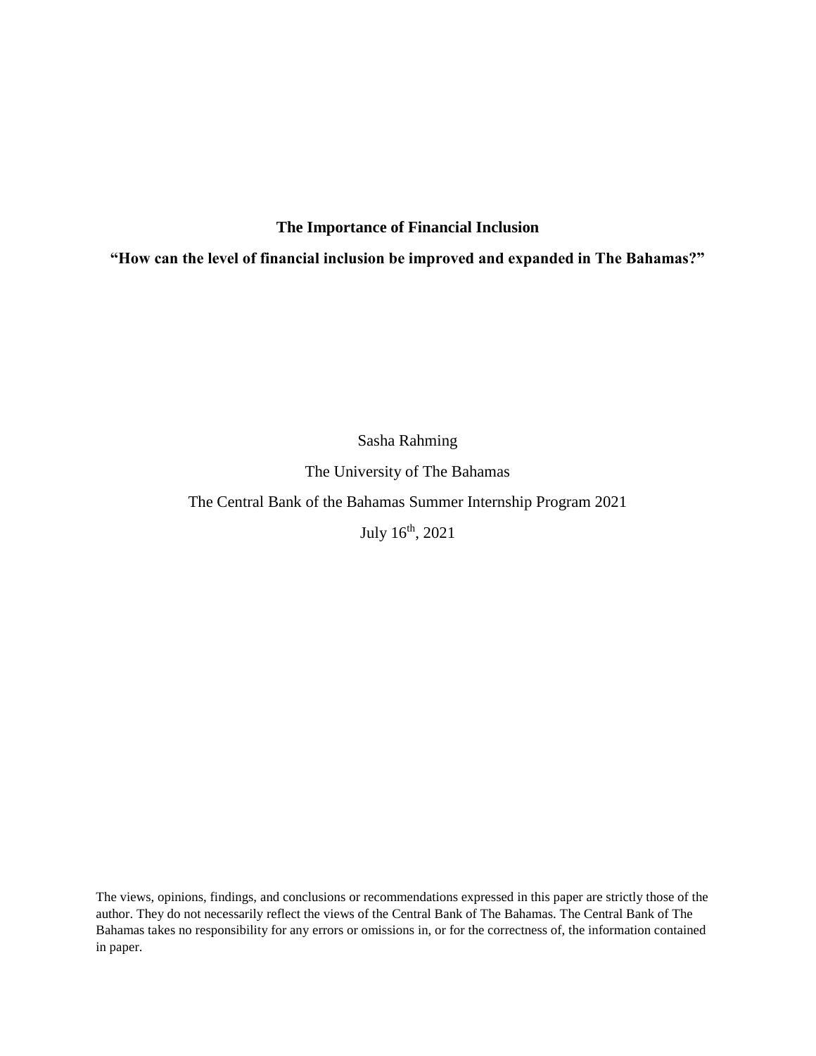# The Importance of Financial Inclusion

## "How can the level of financial inclusion be improved and expanded in The Bahamas?"

Sasha Rahming

The University of The Bahamas

The Central Bank of the Bahamas Summer Internship Program 2021

July 16th, 2021

The views, opinions, findings, and conclusions or recommendations expressed in this paper are strictly those of the author. They do not necessarily reflect the views of the Central Bank of The Bahamas. The Central Bank of The Bahamas takes no responsibility for any errors or omissions in, or for the correctness of, the information contained in paper.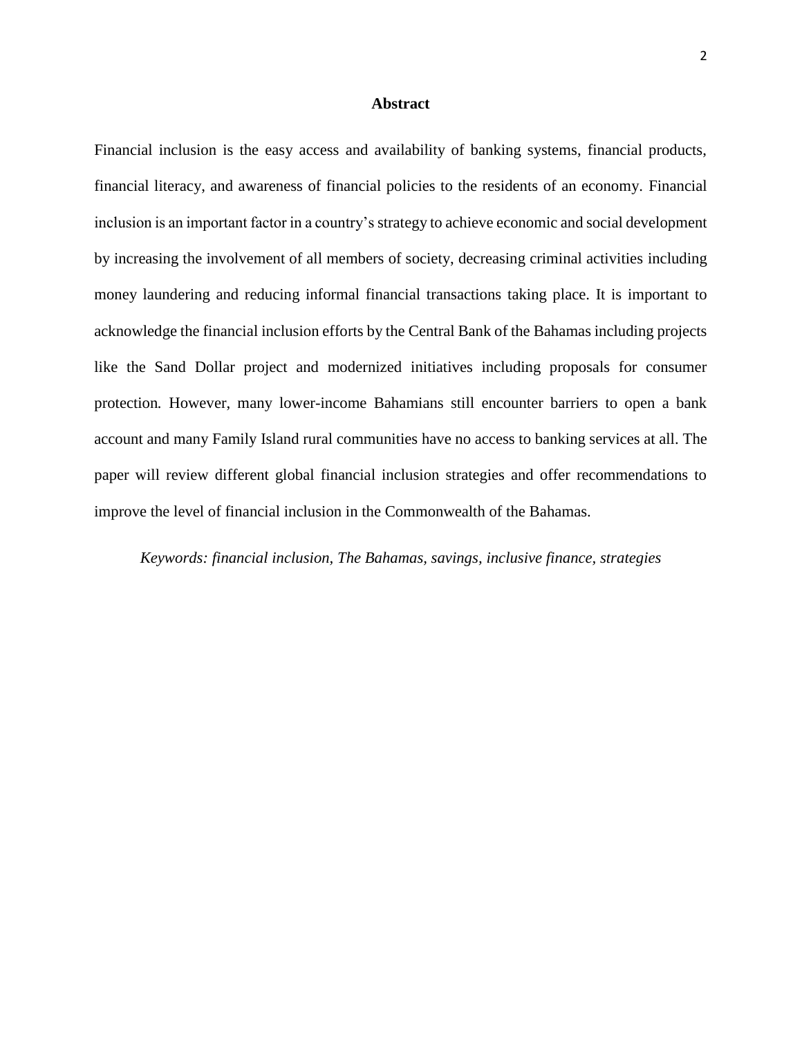## Abstract

Financial inclusion is the easy access and availability of banking systems, financial products, financial literacy, and awareness of financial policies to the residents of an economy. Financial inclusion is an important factor in a country's strategy to achieve economic and social development by increasing the involvement of all members of society, decreasing criminal activities including money laundering and reducing informal financial transactions taking place. It is important to acknowledge the financial inclusion efforts by the Central Bank of the Bahamas including projects like the Sand Dollar project and modernized initiatives including proposals for consumer protection. However, many lower-income Bahamians still encounter barriers to open a bank account and many Family Island rural communities have no access to banking services at all. The paper will review different global financial inclusion strategies and offer recommendations to improve the level of financial inclusion in the Commonwealth of the Bahamas.

*Keywords: financial inclusion, The Bahamas, savings, inclusive finance, strategies*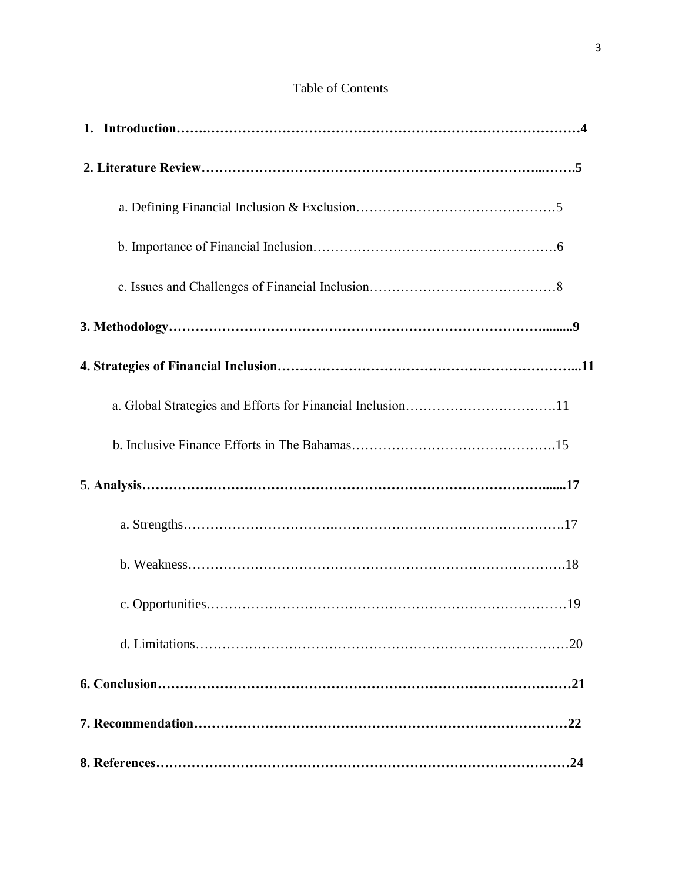Table of Contents

**1. Introduction……………………………………………………………………………4**

**2. Literature Review…………………………………………………………………….5**

a. Defining Financial Inclusion & Exclusion………………………………………5

b. Importance of Financial Inclusion………………………………………………6

c. Issues and Challenges of Financial Inclusion……………………………………8

**3. Methodology……………………………………………………………………………9**

**4. Strategies of Financial Inclusion……………………………………………………11**

a. Global Strategies and Efforts for Financial Inclusion……………………………11

b. Inclusive Finance Efforts in The Bahamas………………………………………15

5. **Analysis…………………………………………………………………………………17**

a. Strengths……………………………………………………………………………17

b. Weakness……………………………………………………………………………18

c. Opportunities………………………………………………………………………19

d. Limitations…………………………………………………………………………20

**6. Conclusion……………………………………………………………………………21**

**7. Recommendation……………………………………………………………………22**

**8. References……………………………………………………………………………24**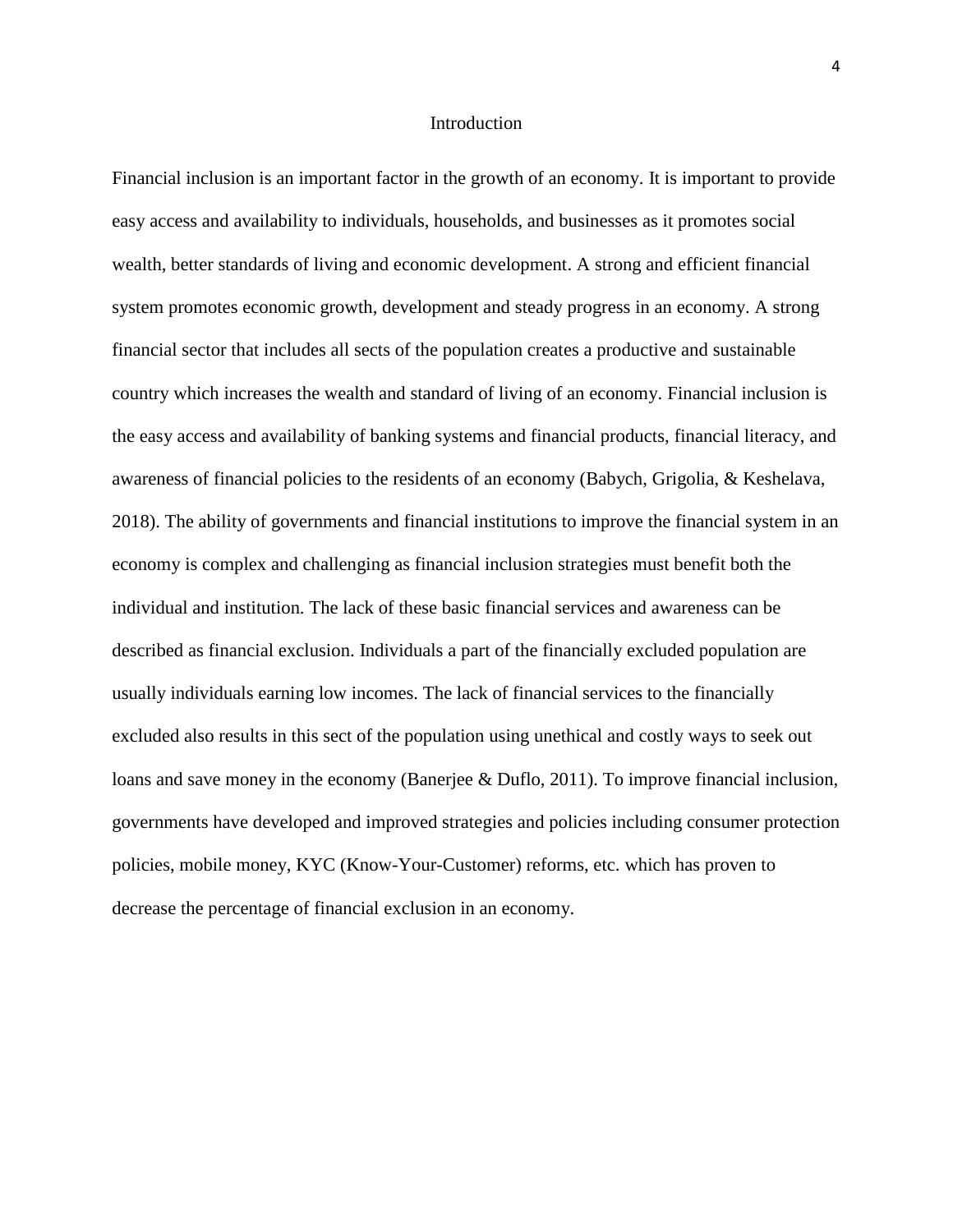# Introduction

Financial inclusion is an important factor in the growth of an economy. It is important to provide easy access and availability to individuals, households, and businesses as it promotes social wealth, better standards of living and economic development. A strong and efficient financial system promotes economic growth, development and steady progress in an economy. A strong financial sector that includes all sects of the population creates a productive and sustainable country which increases the wealth and standard of living of an economy. Financial inclusion is the easy access and availability of banking systems and financial products, financial literacy, and awareness of financial policies to the residents of an economy (Babych, Grigolia, & Keshelava, 2018). The ability of governments and financial institutions to improve the financial system in an economy is complex and challenging as financial inclusion strategies must benefit both the individual and institution. The lack of these basic financial services and awareness can be described as financial exclusion. Individuals a part of the financially excluded population are usually individuals earning low incomes. The lack of financial services to the financially excluded also results in this sect of the population using unethical and costly ways to seek out loans and save money in the economy (Banerjee & Duflo, 2011). To improve financial inclusion, governments have developed and improved strategies and policies including consumer protection policies, mobile money, KYC (Know-Your-Customer) reforms, etc. which has proven to decrease the percentage of financial exclusion in an economy.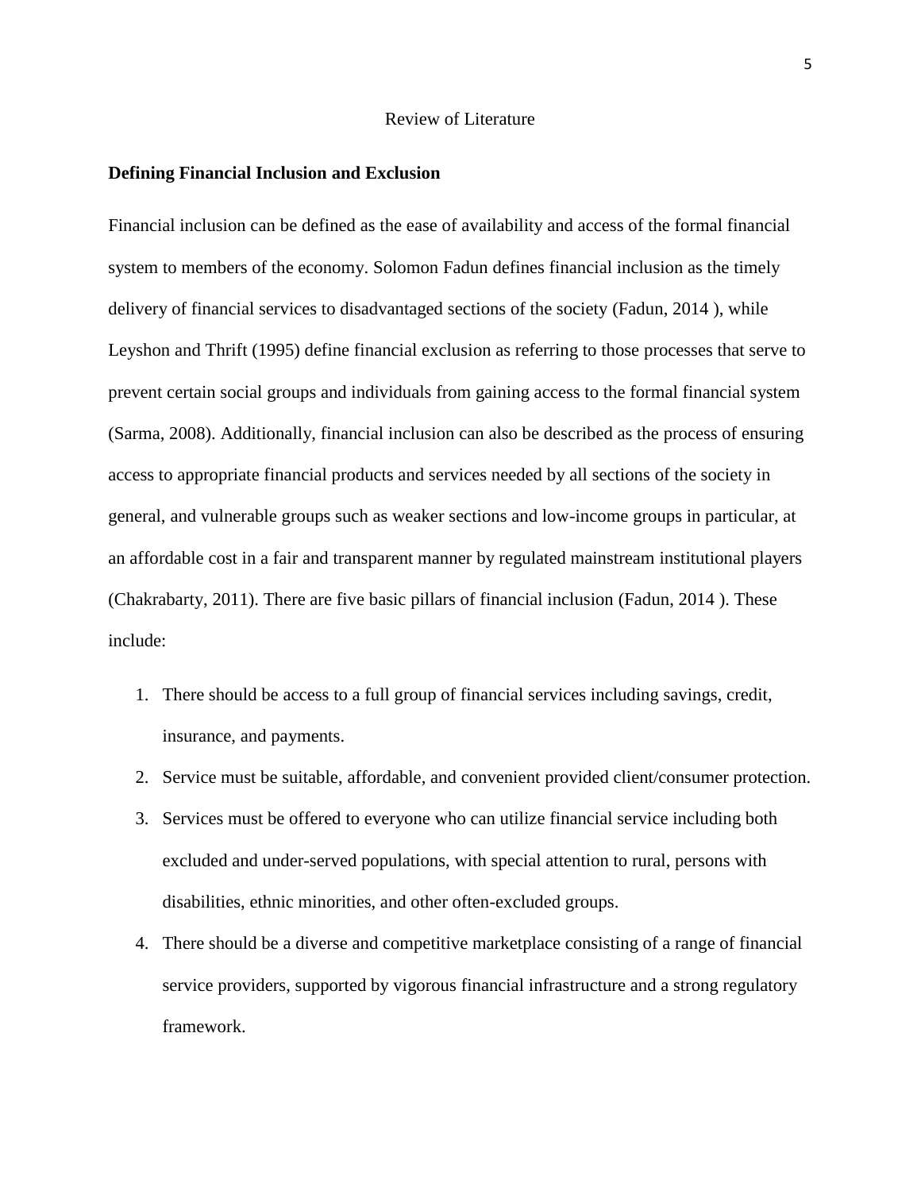# Review of Literature

## Defining Financial Inclusion and Exclusion

Financial inclusion can be defined as the ease of availability and access of the formal financial system to members of the economy. Solomon Fadun defines financial inclusion as the timely delivery of financial services to disadvantaged sections of the society (Fadun, 2014 ), while Leyshon and Thrift (1995) define financial exclusion as referring to those processes that serve to prevent certain social groups and individuals from gaining access to the formal financial system (Sarma, 2008). Additionally, financial inclusion can also be described as the process of ensuring access to appropriate financial products and services needed by all sections of the society in general, and vulnerable groups such as weaker sections and low-income groups in particular, at an affordable cost in a fair and transparent manner by regulated mainstream institutional players (Chakrabarty, 2011). There are five basic pillars of financial inclusion (Fadun, 2014 ). These include:

1. There should be access to a full group of financial services including savings, credit, insurance, and payments.
2. Service must be suitable, affordable, and convenient provided client/consumer protection.
3. Services must be offered to everyone who can utilize financial service including both excluded and under-served populations, with special attention to rural, persons with disabilities, ethnic minorities, and other often-excluded groups.
4. There should be a diverse and competitive marketplace consisting of a range of financial service providers, supported by vigorous financial infrastructure and a strong regulatory framework.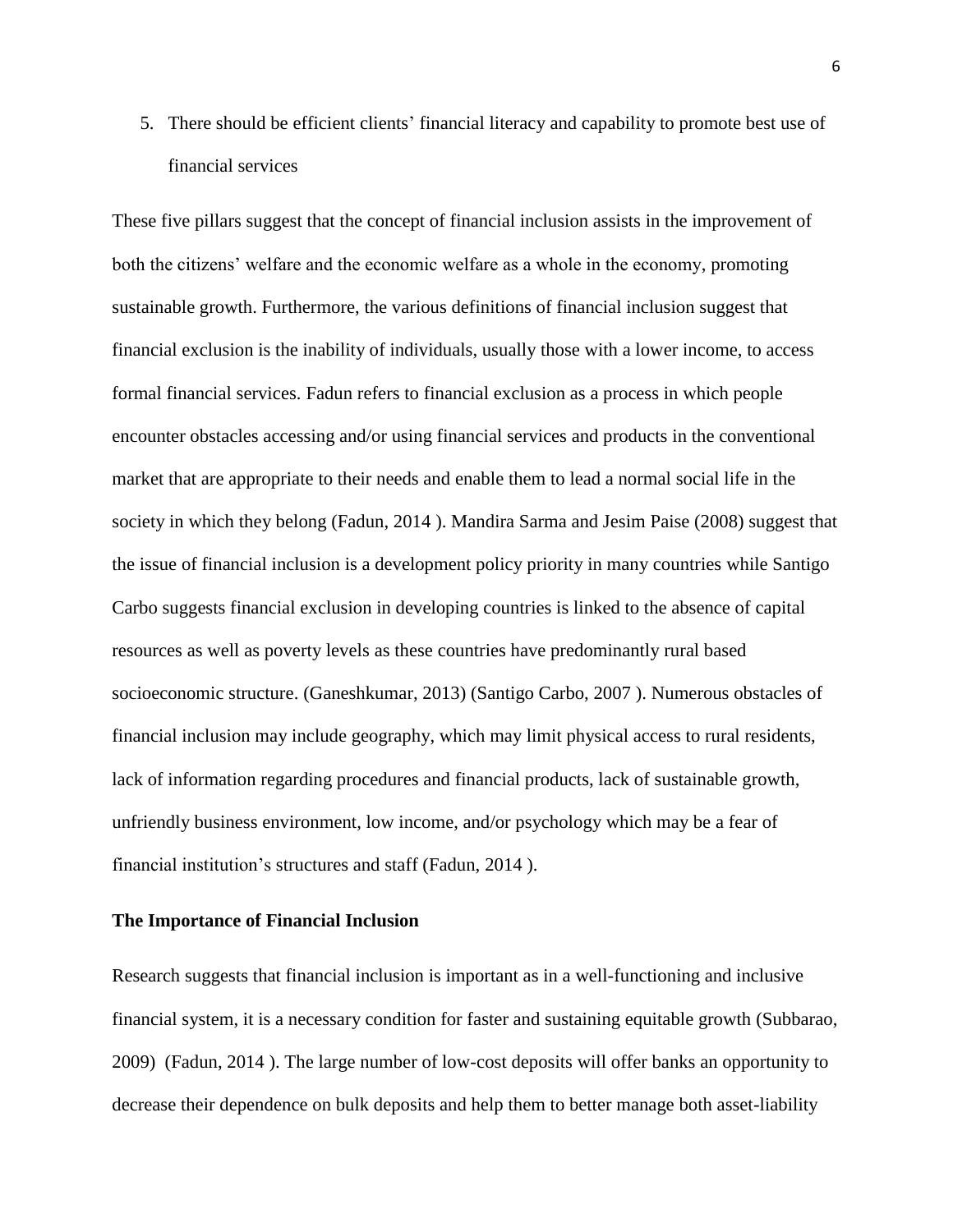5. There should be efficient clients' financial literacy and capability to promote best use of financial services

These five pillars suggest that the concept of financial inclusion assists in the improvement of both the citizens' welfare and the economic welfare as a whole in the economy, promoting sustainable growth. Furthermore, the various definitions of financial inclusion suggest that financial exclusion is the inability of individuals, usually those with a lower income, to access formal financial services. Fadun refers to financial exclusion as a process in which people encounter obstacles accessing and/or using financial services and products in the conventional market that are appropriate to their needs and enable them to lead a normal social life in the society in which they belong (Fadun, 2014 ). Mandira Sarma and Jesim Paise (2008) suggest that the issue of financial inclusion is a development policy priority in many countries while Santigo Carbo suggests financial exclusion in developing countries is linked to the absence of capital resources as well as poverty levels as these countries have predominantly rural based socioeconomic structure. (Ganeshkumar, 2013) (Santigo Carbo, 2007 ). Numerous obstacles of financial inclusion may include geography, which may limit physical access to rural residents, lack of information regarding procedures and financial products, lack of sustainable growth, unfriendly business environment, low income, and/or psychology which may be a fear of financial institution's structures and staff (Fadun, 2014 ).

**The Importance of Financial Inclusion**

Research suggests that financial inclusion is important as in a well-functioning and inclusive financial system, it is a necessary condition for faster and sustaining equitable growth (Subbarao, 2009) (Fadun, 2014 ). The large number of low-cost deposits will offer banks an opportunity to decrease their dependence on bulk deposits and help them to better manage both asset-liability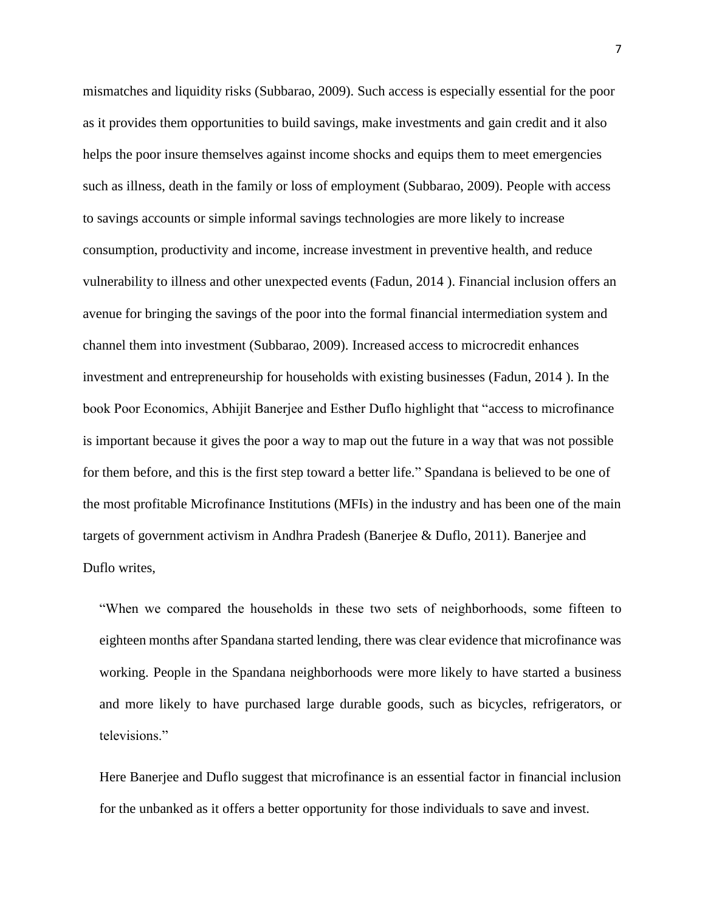mismatches and liquidity risks (Subbarao, 2009). Such access is especially essential for the poor as it provides them opportunities to build savings, make investments and gain credit and it also helps the poor insure themselves against income shocks and equips them to meet emergencies such as illness, death in the family or loss of employment (Subbarao, 2009). People with access to savings accounts or simple informal savings technologies are more likely to increase consumption, productivity and income, increase investment in preventive health, and reduce vulnerability to illness and other unexpected events (Fadun, 2014 ). Financial inclusion offers an avenue for bringing the savings of the poor into the formal financial intermediation system and channel them into investment (Subbarao, 2009). Increased access to microcredit enhances investment and entrepreneurship for households with existing businesses (Fadun, 2014 ). In the book Poor Economics, Abhijit Banerjee and Esther Duflo highlight that "access to microfinance is important because it gives the poor a way to map out the future in a way that was not possible for them before, and this is the first step toward a better life." Spandana is believed to be one of the most profitable Microfinance Institutions (MFIs) in the industry and has been one of the main targets of government activism in Andhra Pradesh (Banerjee & Duflo, 2011). Banerjee and Duflo writes,

> "When we compared the households in these two sets of neighborhoods, some fifteen to eighteen months after Spandana started lending, there was clear evidence that microfinance was working. People in the Spandana neighborhoods were more likely to have started a business and more likely to have purchased large durable goods, such as bicycles, refrigerators, or televisions."

Here Banerjee and Duflo suggest that microfinance is an essential factor in financial inclusion for the unbanked as it offers a better opportunity for those individuals to save and invest.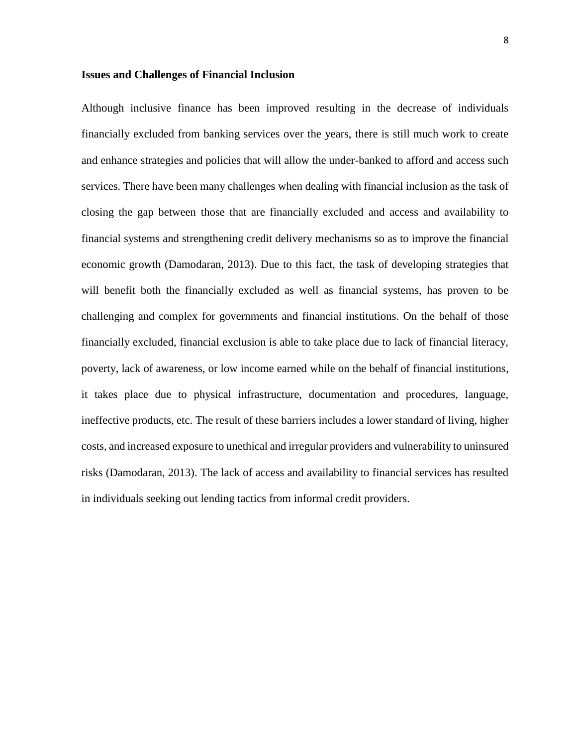**Issues and Challenges of Financial Inclusion**

Although inclusive finance has been improved resulting in the decrease of individuals financially excluded from banking services over the years, there is still much work to create and enhance strategies and policies that will allow the under-banked to afford and access such services. There have been many challenges when dealing with financial inclusion as the task of closing the gap between those that are financially excluded and access and availability to financial systems and strengthening credit delivery mechanisms so as to improve the financial economic growth (Damodaran, 2013). Due to this fact, the task of developing strategies that will benefit both the financially excluded as well as financial systems, has proven to be challenging and complex for governments and financial institutions. On the behalf of those financially excluded, financial exclusion is able to take place due to lack of financial literacy, poverty, lack of awareness, or low income earned while on the behalf of financial institutions, it takes place due to physical infrastructure, documentation and procedures, language, ineffective products, etc. The result of these barriers includes a lower standard of living, higher costs, and increased exposure to unethical and irregular providers and vulnerability to uninsured risks (Damodaran, 2013). The lack of access and availability to financial services has resulted in individuals seeking out lending tactics from informal credit providers.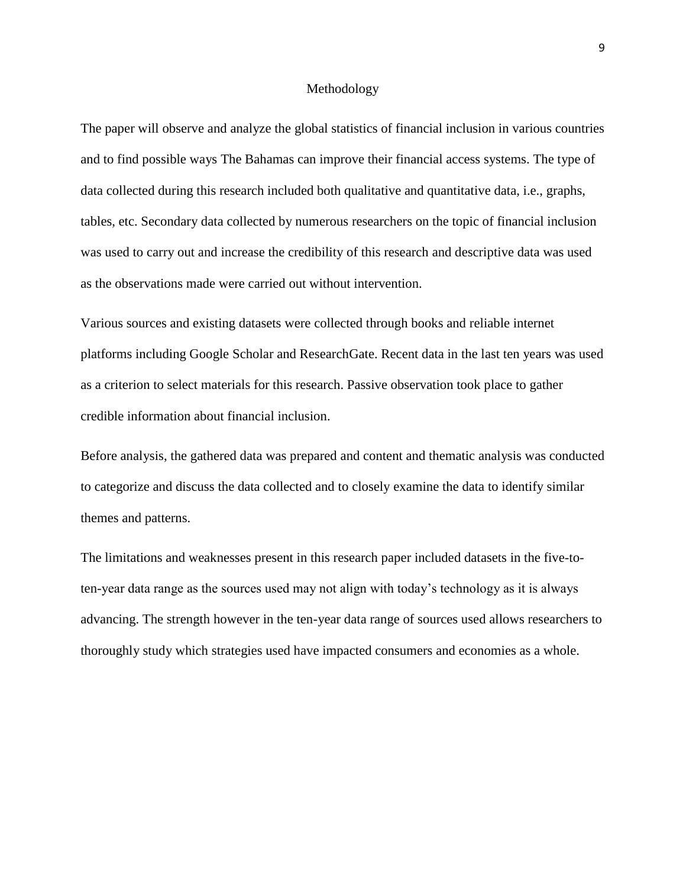# Methodology

The paper will observe and analyze the global statistics of financial inclusion in various countries and to find possible ways The Bahamas can improve their financial access systems. The type of data collected during this research included both qualitative and quantitative data, i.e., graphs, tables, etc. Secondary data collected by numerous researchers on the topic of financial inclusion was used to carry out and increase the credibility of this research and descriptive data was used as the observations made were carried out without intervention.

Various sources and existing datasets were collected through books and reliable internet platforms including Google Scholar and ResearchGate. Recent data in the last ten years was used as a criterion to select materials for this research. Passive observation took place to gather credible information about financial inclusion.

Before analysis, the gathered data was prepared and content and thematic analysis was conducted to categorize and discuss the data collected and to closely examine the data to identify similar themes and patterns.

The limitations and weaknesses present in this research paper included datasets in the five-to-ten-year data range as the sources used may not align with today's technology as it is always advancing. The strength however in the ten-year data range of sources used allows researchers to thoroughly study which strategies used have impacted consumers and economies as a whole.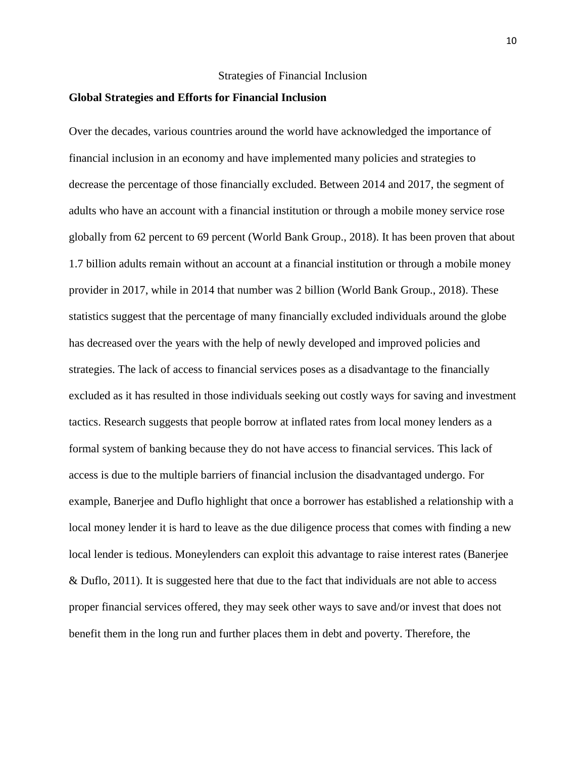# Strategies of Financial Inclusion

## Global Strategies and Efforts for Financial Inclusion

Over the decades, various countries around the world have acknowledged the importance of financial inclusion in an economy and have implemented many policies and strategies to decrease the percentage of those financially excluded. Between 2014 and 2017, the segment of adults who have an account with a financial institution or through a mobile money service rose globally from 62 percent to 69 percent (World Bank Group., 2018). It has been proven that about 1.7 billion adults remain without an account at a financial institution or through a mobile money provider in 2017, while in 2014 that number was 2 billion (World Bank Group., 2018). These statistics suggest that the percentage of many financially excluded individuals around the globe has decreased over the years with the help of newly developed and improved policies and strategies. The lack of access to financial services poses as a disadvantage to the financially excluded as it has resulted in those individuals seeking out costly ways for saving and investment tactics. Research suggests that people borrow at inflated rates from local money lenders as a formal system of banking because they do not have access to financial services. This lack of access is due to the multiple barriers of financial inclusion the disadvantaged undergo. For example, Banerjee and Duflo highlight that once a borrower has established a relationship with a local money lender it is hard to leave as the due diligence process that comes with finding a new local lender is tedious. Moneylenders can exploit this advantage to raise interest rates (Banerjee & Duflo, 2011). It is suggested here that due to the fact that individuals are not able to access proper financial services offered, they may seek other ways to save and/or invest that does not benefit them in the long run and further places them in debt and poverty. Therefore, the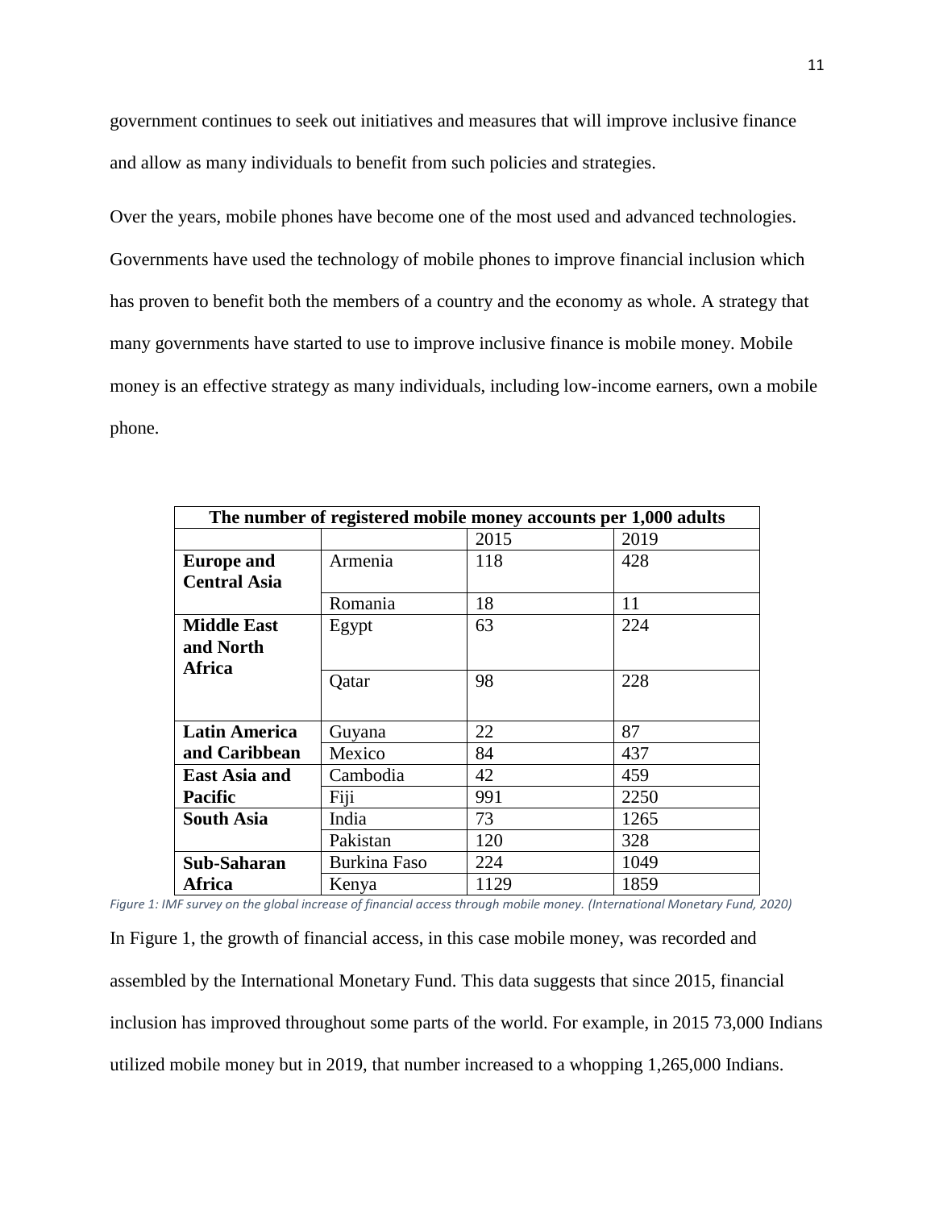government continues to seek out initiatives and measures that will improve inclusive finance and allow as many individuals to benefit from such policies and strategies.

Over the years, mobile phones have become one of the most used and advanced technologies. Governments have used the technology of mobile phones to improve financial inclusion which has proven to benefit both the members of a country and the economy as whole. A strategy that many governments have started to use to improve inclusive finance is mobile money. Mobile money is an effective strategy as many individuals, including low-income earners, own a mobile phone.

| **The number of registered mobile money accounts per 1,000 adults** | | | |
|---|---|---|---|
| | | 2015 | 2019 |
| **Europe and Central Asia** | Armenia | 118 | 428 |
| | Romania | 18 | 11 |
| **Middle East and North Africa** | Egypt | 63 | 224 |
| | Qatar | 98 | 228 |
| **Latin America and Caribbean** | Guyana | 22 | 87 |
| | Mexico | 84 | 437 |
| **East Asia and Pacific** | Cambodia | 42 | 459 |
| | Fiji | 991 | 2250 |
| **South Asia** | India | 73 | 1265 |
| | Pakistan | 120 | 328 |
| **Sub-Saharan Africa** | Burkina Faso | 224 | 1049 |
| | Kenya | 1129 | 1859 |

*Figure 1: IMF survey on the global increase of financial access through mobile money. (International Monetary Fund, 2020)*

In Figure 1, the growth of financial access, in this case mobile money, was recorded and assembled by the International Monetary Fund. This data suggests that since 2015, financial inclusion has improved throughout some parts of the world. For example, in 2015 73,000 Indians utilized mobile money but in 2019, that number increased to a whopping 1,265,000 Indians.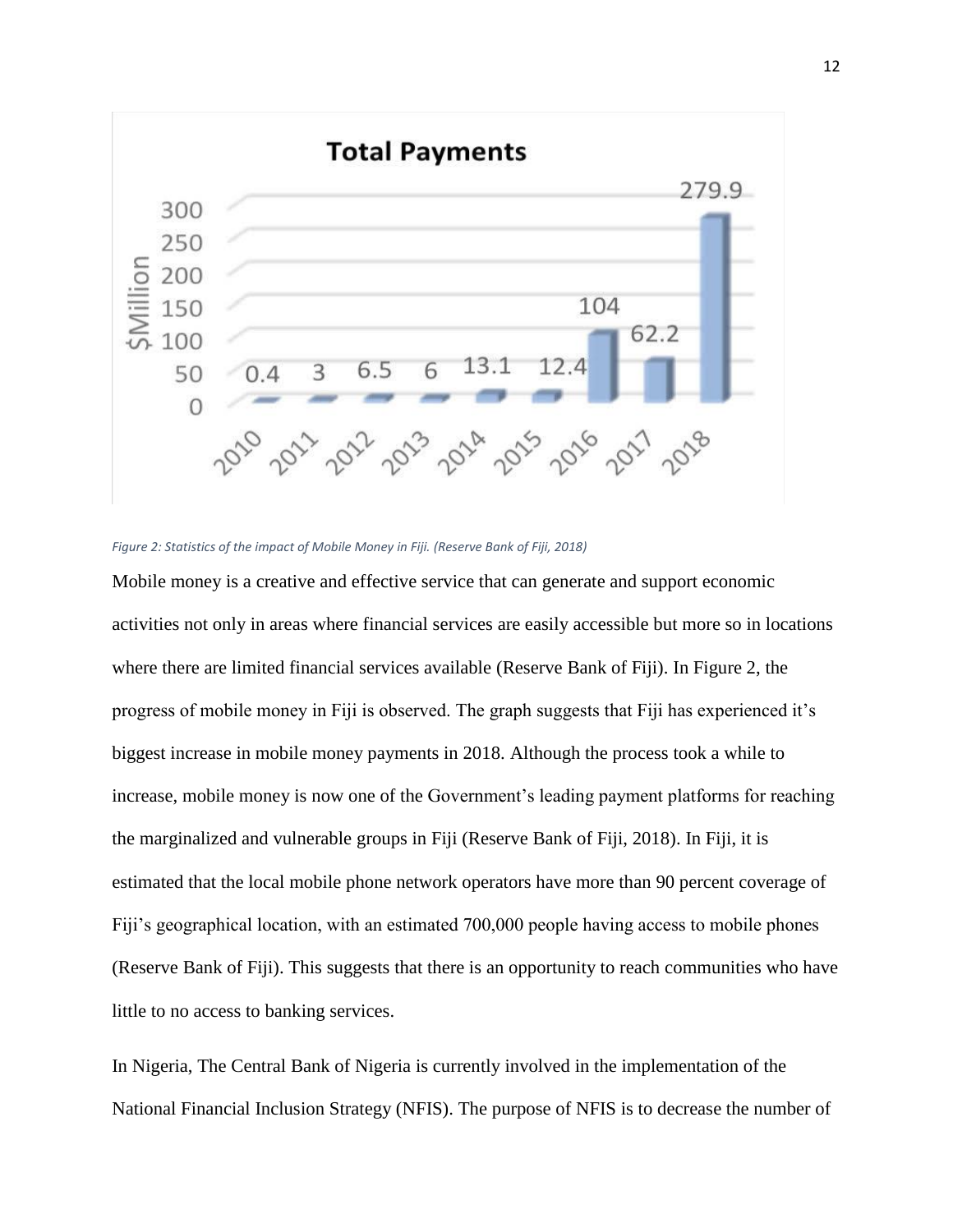*Figure 2: Statistics of the impact of Mobile Money in Fiji. (Reserve Bank of Fiji, 2018)*

Mobile money is a creative and effective service that can generate and support economic activities not only in areas where financial services are easily accessible but more so in locations where there are limited financial services available (Reserve Bank of Fiji). In Figure 2, the progress of mobile money in Fiji is observed. The graph suggests that Fiji has experienced it's biggest increase in mobile money payments in 2018. Although the process took a while to increase, mobile money is now one of the Government's leading payment platforms for reaching the marginalized and vulnerable groups in Fiji (Reserve Bank of Fiji, 2018). In Fiji, it is estimated that the local mobile phone network operators have more than 90 percent coverage of Fiji's geographical location, with an estimated 700,000 people having access to mobile phones (Reserve Bank of Fiji). This suggests that there is an opportunity to reach communities who have little to no access to banking services.

In Nigeria, The Central Bank of Nigeria is currently involved in the implementation of the National Financial Inclusion Strategy (NFIS). The purpose of NFIS is to decrease the number of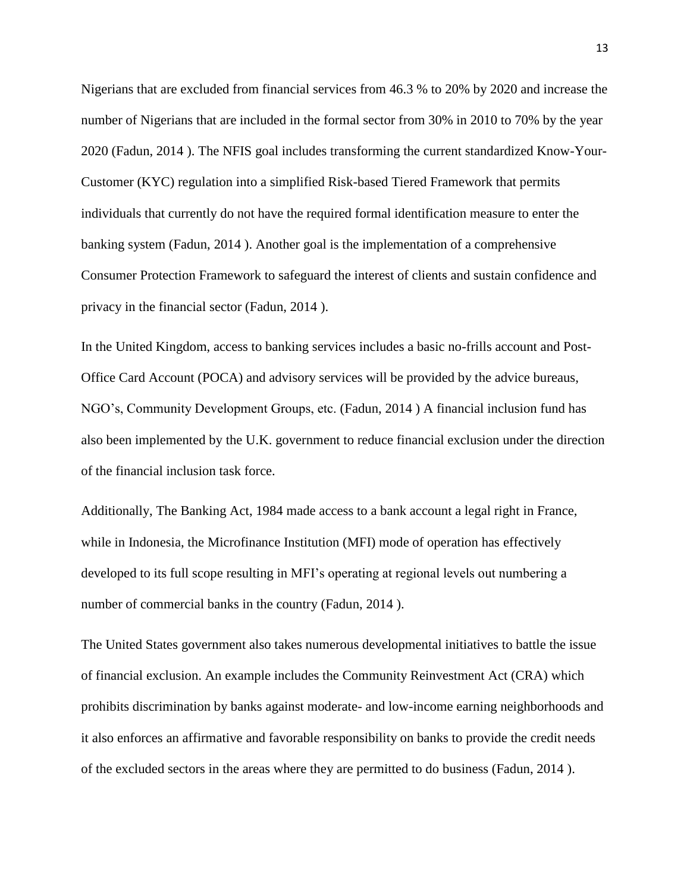Nigerians that are excluded from financial services from 46.3 % to 20% by 2020 and increase the number of Nigerians that are included in the formal sector from 30% in 2010 to 70% by the year 2020 (Fadun, 2014 ). The NFIS goal includes transforming the current standardized Know-Your-Customer (KYC) regulation into a simplified Risk-based Tiered Framework that permits individuals that currently do not have the required formal identification measure to enter the banking system (Fadun, 2014 ). Another goal is the implementation of a comprehensive Consumer Protection Framework to safeguard the interest of clients and sustain confidence and privacy in the financial sector (Fadun, 2014 ).

In the United Kingdom, access to banking services includes a basic no-frills account and Post-Office Card Account (POCA) and advisory services will be provided by the advice bureaus, NGO's, Community Development Groups, etc. (Fadun, 2014 ) A financial inclusion fund has also been implemented by the U.K. government to reduce financial exclusion under the direction of the financial inclusion task force.

Additionally, The Banking Act, 1984 made access to a bank account a legal right in France, while in Indonesia, the Microfinance Institution (MFI) mode of operation has effectively developed to its full scope resulting in MFI's operating at regional levels out numbering a number of commercial banks in the country (Fadun, 2014 ).

The United States government also takes numerous developmental initiatives to battle the issue of financial exclusion. An example includes the Community Reinvestment Act (CRA) which prohibits discrimination by banks against moderate- and low-income earning neighborhoods and it also enforces an affirmative and favorable responsibility on banks to provide the credit needs of the excluded sectors in the areas where they are permitted to do business (Fadun, 2014 ).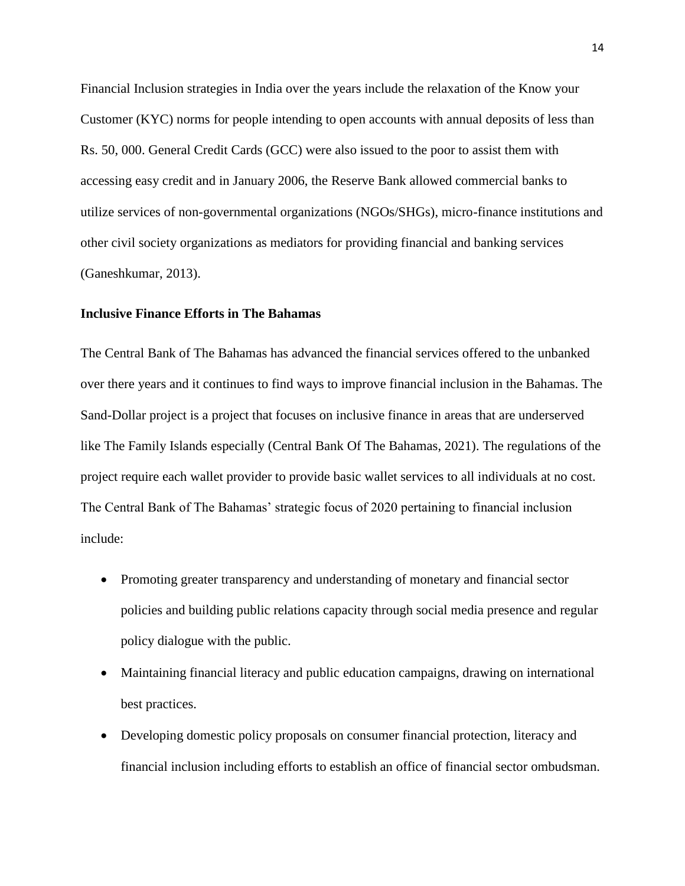Financial Inclusion strategies in India over the years include the relaxation of the Know your Customer (KYC) norms for people intending to open accounts with annual deposits of less than Rs. 50, 000. General Credit Cards (GCC) were also issued to the poor to assist them with accessing easy credit and in January 2006, the Reserve Bank allowed commercial banks to utilize services of non-governmental organizations (NGOs/SHGs), micro-finance institutions and other civil society organizations as mediators for providing financial and banking services (Ganeshkumar, 2013).

**Inclusive Finance Efforts in The Bahamas**

The Central Bank of The Bahamas has advanced the financial services offered to the unbanked over there years and it continues to find ways to improve financial inclusion in the Bahamas. The Sand-Dollar project is a project that focuses on inclusive finance in areas that are underserved like The Family Islands especially (Central Bank Of The Bahamas, 2021). The regulations of the project require each wallet provider to provide basic wallet services to all individuals at no cost. The Central Bank of The Bahamas' strategic focus of 2020 pertaining to financial inclusion include:

- Promoting greater transparency and understanding of monetary and financial sector policies and building public relations capacity through social media presence and regular policy dialogue with the public.
- Maintaining financial literacy and public education campaigns, drawing on international best practices.
- Developing domestic policy proposals on consumer financial protection, literacy and financial inclusion including efforts to establish an office of financial sector ombudsman.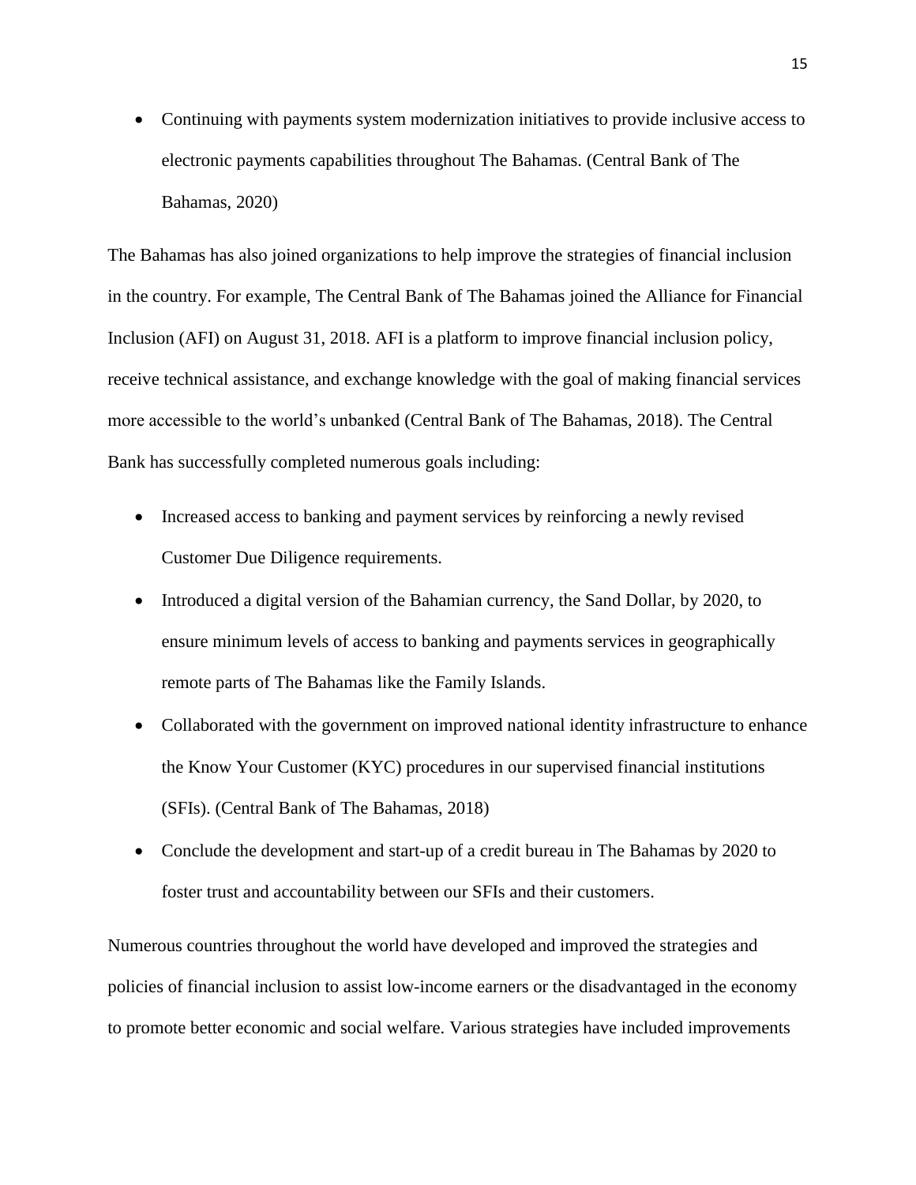- Continuing with payments system modernization initiatives to provide inclusive access to electronic payments capabilities throughout The Bahamas. (Central Bank of The Bahamas, 2020)

The Bahamas has also joined organizations to help improve the strategies of financial inclusion in the country. For example, The Central Bank of The Bahamas joined the Alliance for Financial Inclusion (AFI) on August 31, 2018. AFI is a platform to improve financial inclusion policy, receive technical assistance, and exchange knowledge with the goal of making financial services more accessible to the world's unbanked (Central Bank of The Bahamas, 2018). The Central Bank has successfully completed numerous goals including:

- Increased access to banking and payment services by reinforcing a newly revised Customer Due Diligence requirements.
- Introduced a digital version of the Bahamian currency, the Sand Dollar, by 2020, to ensure minimum levels of access to banking and payments services in geographically remote parts of The Bahamas like the Family Islands.
- Collaborated with the government on improved national identity infrastructure to enhance the Know Your Customer (KYC) procedures in our supervised financial institutions (SFIs). (Central Bank of The Bahamas, 2018)
- Conclude the development and start-up of a credit bureau in The Bahamas by 2020 to foster trust and accountability between our SFIs and their customers.

Numerous countries throughout the world have developed and improved the strategies and policies of financial inclusion to assist low-income earners or the disadvantaged in the economy to promote better economic and social welfare. Various strategies have included improvements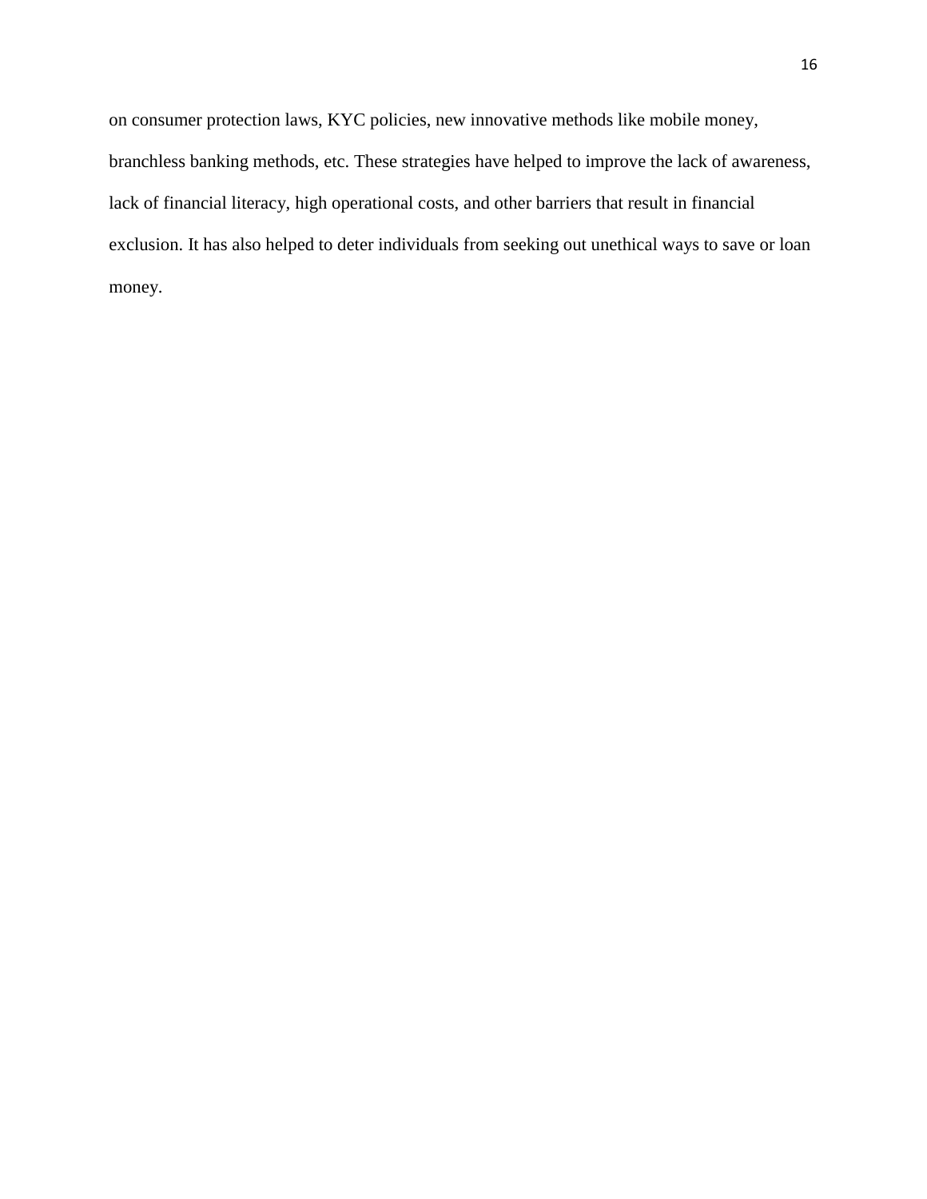on consumer protection laws, KYC policies, new innovative methods like mobile money, branchless banking methods, etc. These strategies have helped to improve the lack of awareness, lack of financial literacy, high operational costs, and other barriers that result in financial exclusion. It has also helped to deter individuals from seeking out unethical ways to save or loan money.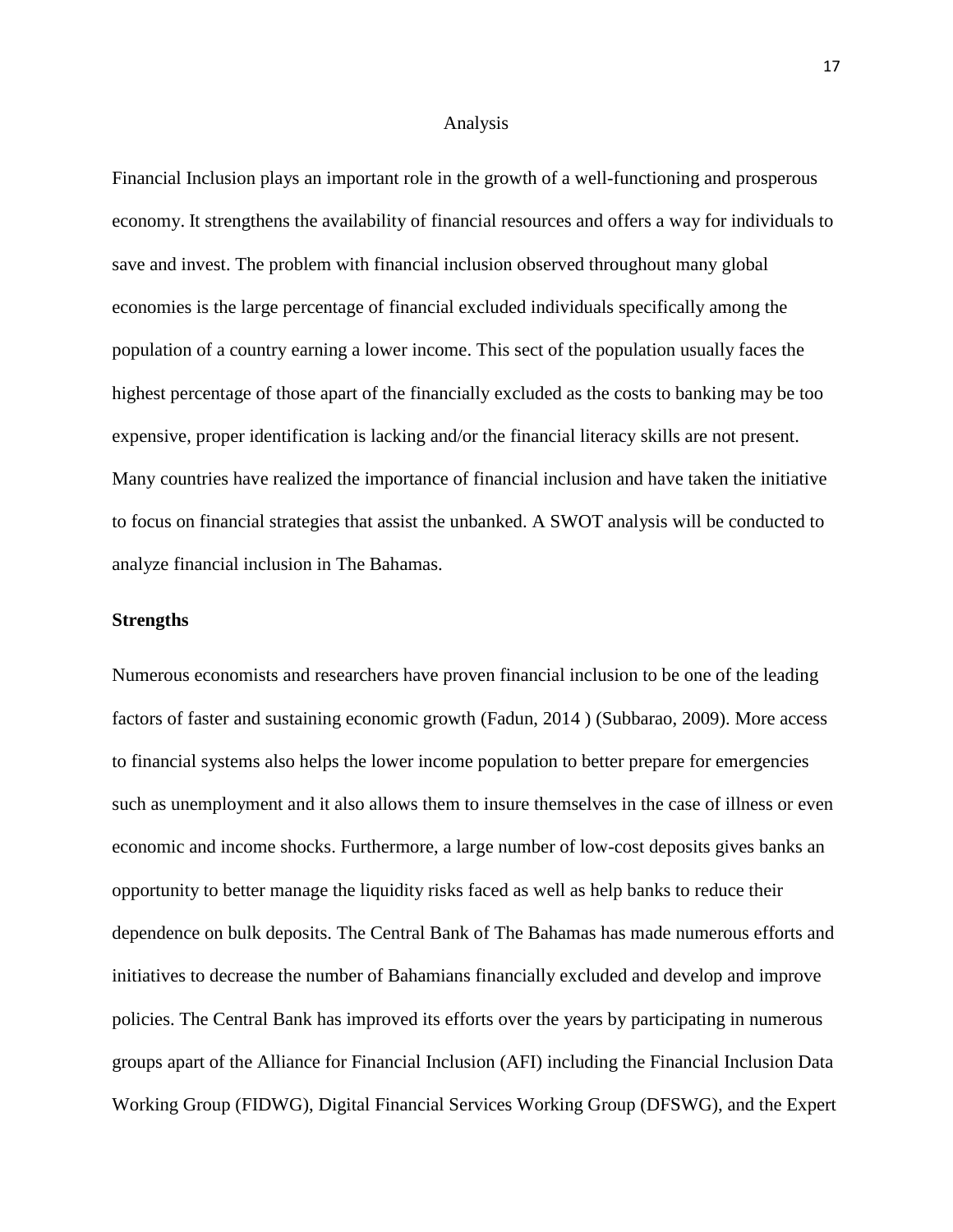# Analysis

Financial Inclusion plays an important role in the growth of a well-functioning and prosperous economy. It strengthens the availability of financial resources and offers a way for individuals to save and invest. The problem with financial inclusion observed throughout many global economies is the large percentage of financial excluded individuals specifically among the population of a country earning a lower income. This sect of the population usually faces the highest percentage of those apart of the financially excluded as the costs to banking may be too expensive, proper identification is lacking and/or the financial literacy skills are not present. Many countries have realized the importance of financial inclusion and have taken the initiative to focus on financial strategies that assist the unbanked. A SWOT analysis will be conducted to analyze financial inclusion in The Bahamas.

## Strengths

Numerous economists and researchers have proven financial inclusion to be one of the leading factors of faster and sustaining economic growth (Fadun, 2014 ) (Subbarao, 2009). More access to financial systems also helps the lower income population to better prepare for emergencies such as unemployment and it also allows them to insure themselves in the case of illness or even economic and income shocks. Furthermore, a large number of low-cost deposits gives banks an opportunity to better manage the liquidity risks faced as well as help banks to reduce their dependence on bulk deposits. The Central Bank of The Bahamas has made numerous efforts and initiatives to decrease the number of Bahamians financially excluded and develop and improve policies. The Central Bank has improved its efforts over the years by participating in numerous groups apart of the Alliance for Financial Inclusion (AFI) including the Financial Inclusion Data Working Group (FIDWG), Digital Financial Services Working Group (DFSWG), and the Expert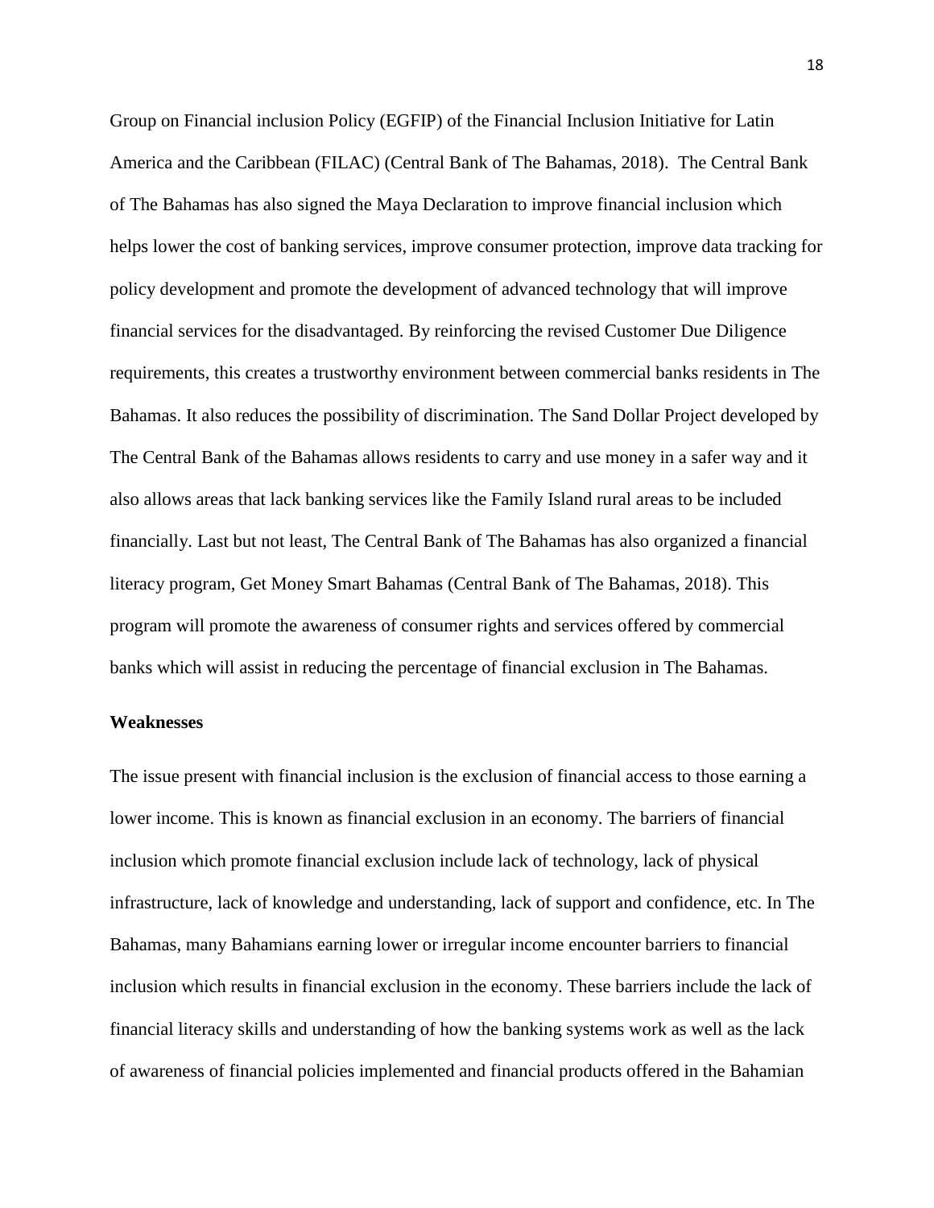Group on Financial inclusion Policy (EGFIP) of the Financial Inclusion Initiative for Latin America and the Caribbean (FILAC) (Central Bank of The Bahamas, 2018). The Central Bank of The Bahamas has also signed the Maya Declaration to improve financial inclusion which helps lower the cost of banking services, improve consumer protection, improve data tracking for policy development and promote the development of advanced technology that will improve financial services for the disadvantaged. By reinforcing the revised Customer Due Diligence requirements, this creates a trustworthy environment between commercial banks residents in The Bahamas. It also reduces the possibility of discrimination. The Sand Dollar Project developed by The Central Bank of the Bahamas allows residents to carry and use money in a safer way and it also allows areas that lack banking services like the Family Island rural areas to be included financially. Last but not least, The Central Bank of The Bahamas has also organized a financial literacy program, Get Money Smart Bahamas (Central Bank of The Bahamas, 2018). This program will promote the awareness of consumer rights and services offered by commercial banks which will assist in reducing the percentage of financial exclusion in The Bahamas.

**Weaknesses**

The issue present with financial inclusion is the exclusion of financial access to those earning a lower income. This is known as financial exclusion in an economy. The barriers of financial inclusion which promote financial exclusion include lack of technology, lack of physical infrastructure, lack of knowledge and understanding, lack of support and confidence, etc. In The Bahamas, many Bahamians earning lower or irregular income encounter barriers to financial inclusion which results in financial exclusion in the economy. These barriers include the lack of financial literacy skills and understanding of how the banking systems work as well as the lack of awareness of financial policies implemented and financial products offered in the Bahamian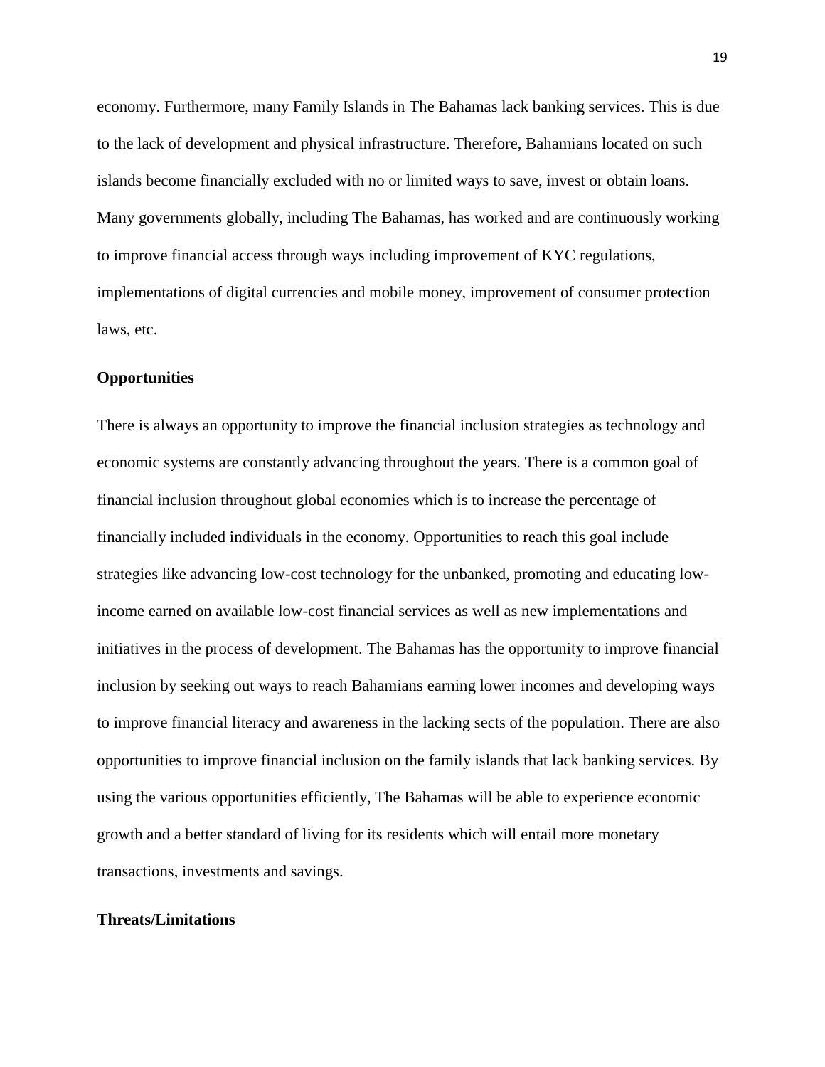economy. Furthermore, many Family Islands in The Bahamas lack banking services. This is due to the lack of development and physical infrastructure. Therefore, Bahamians located on such islands become financially excluded with no or limited ways to save, invest or obtain loans. Many governments globally, including The Bahamas, has worked and are continuously working to improve financial access through ways including improvement of KYC regulations, implementations of digital currencies and mobile money, improvement of consumer protection laws, etc.

**Opportunities**

There is always an opportunity to improve the financial inclusion strategies as technology and economic systems are constantly advancing throughout the years. There is a common goal of financial inclusion throughout global economies which is to increase the percentage of financially included individuals in the economy. Opportunities to reach this goal include strategies like advancing low-cost technology for the unbanked, promoting and educating low-income earned on available low-cost financial services as well as new implementations and initiatives in the process of development. The Bahamas has the opportunity to improve financial inclusion by seeking out ways to reach Bahamians earning lower incomes and developing ways to improve financial literacy and awareness in the lacking sects of the population. There are also opportunities to improve financial inclusion on the family islands that lack banking services. By using the various opportunities efficiently, The Bahamas will be able to experience economic growth and a better standard of living for its residents which will entail more monetary transactions, investments and savings.

**Threats/Limitations**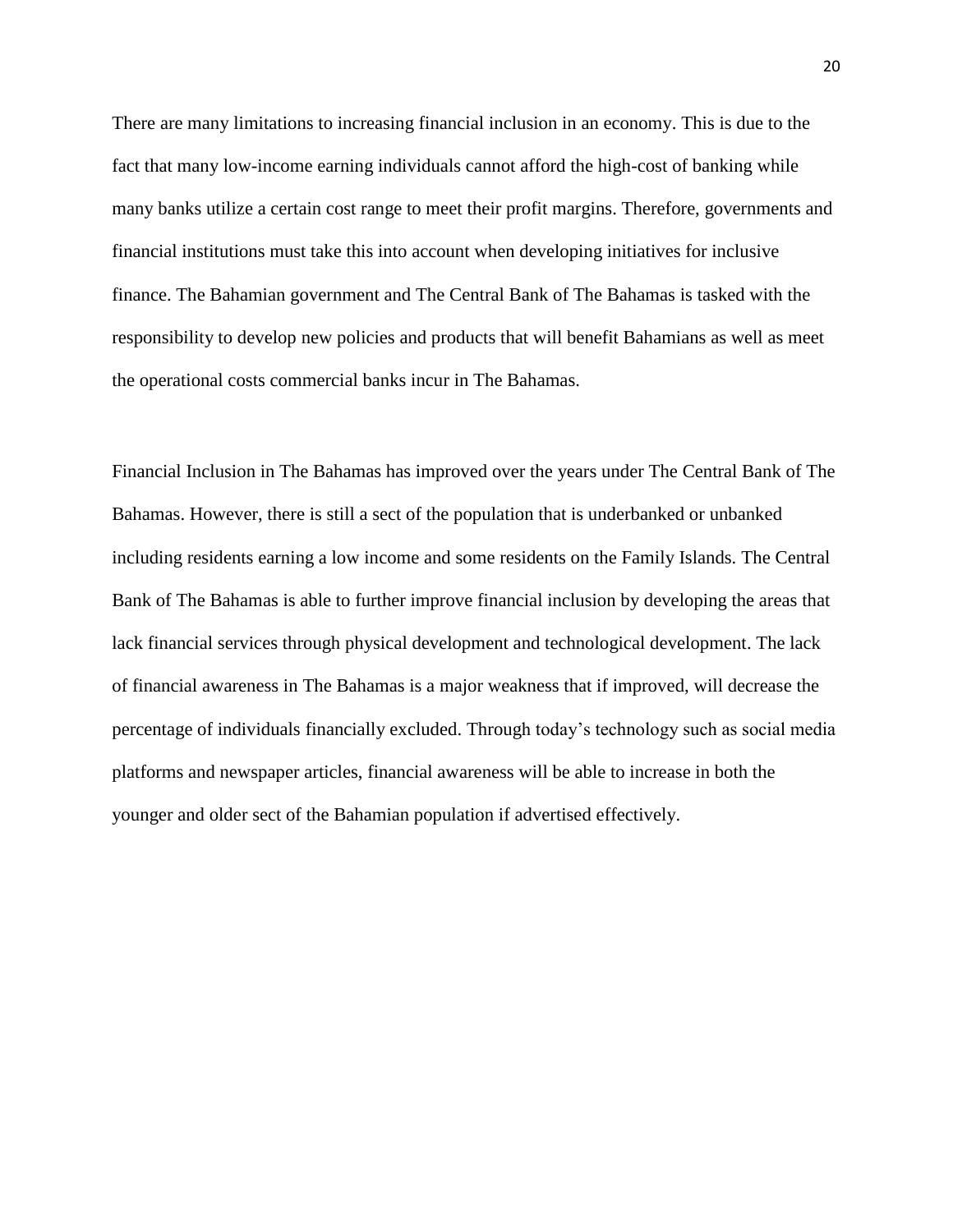There are many limitations to increasing financial inclusion in an economy. This is due to the fact that many low-income earning individuals cannot afford the high-cost of banking while many banks utilize a certain cost range to meet their profit margins. Therefore, governments and financial institutions must take this into account when developing initiatives for inclusive finance. The Bahamian government and The Central Bank of The Bahamas is tasked with the responsibility to develop new policies and products that will benefit Bahamians as well as meet the operational costs commercial banks incur in The Bahamas.

Financial Inclusion in The Bahamas has improved over the years under The Central Bank of The Bahamas. However, there is still a sect of the population that is underbanked or unbanked including residents earning a low income and some residents on the Family Islands. The Central Bank of The Bahamas is able to further improve financial inclusion by developing the areas that lack financial services through physical development and technological development. The lack of financial awareness in The Bahamas is a major weakness that if improved, will decrease the percentage of individuals financially excluded. Through today's technology such as social media platforms and newspaper articles, financial awareness will be able to increase in both the younger and older sect of the Bahamian population if advertised effectively.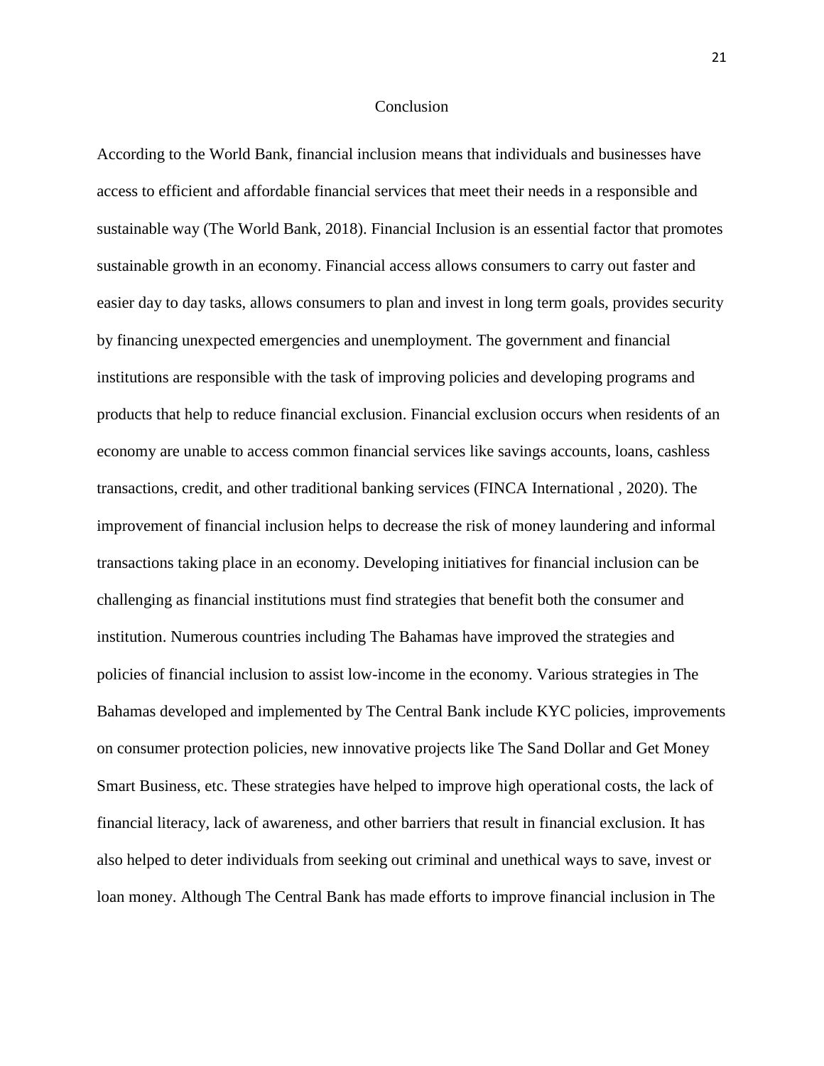# Conclusion

According to the World Bank, financial inclusion means that individuals and businesses have access to efficient and affordable financial services that meet their needs in a responsible and sustainable way (The World Bank, 2018). Financial Inclusion is an essential factor that promotes sustainable growth in an economy. Financial access allows consumers to carry out faster and easier day to day tasks, allows consumers to plan and invest in long term goals, provides security by financing unexpected emergencies and unemployment. The government and financial institutions are responsible with the task of improving policies and developing programs and products that help to reduce financial exclusion. Financial exclusion occurs when residents of an economy are unable to access common financial services like savings accounts, loans, cashless transactions, credit, and other traditional banking services (FINCA International , 2020). The improvement of financial inclusion helps to decrease the risk of money laundering and informal transactions taking place in an economy. Developing initiatives for financial inclusion can be challenging as financial institutions must find strategies that benefit both the consumer and institution. Numerous countries including The Bahamas have improved the strategies and policies of financial inclusion to assist low-income in the economy. Various strategies in The Bahamas developed and implemented by The Central Bank include KYC policies, improvements on consumer protection policies, new innovative projects like The Sand Dollar and Get Money Smart Business, etc. These strategies have helped to improve high operational costs, the lack of financial literacy, lack of awareness, and other barriers that result in financial exclusion. It has also helped to deter individuals from seeking out criminal and unethical ways to save, invest or loan money. Although The Central Bank has made efforts to improve financial inclusion in The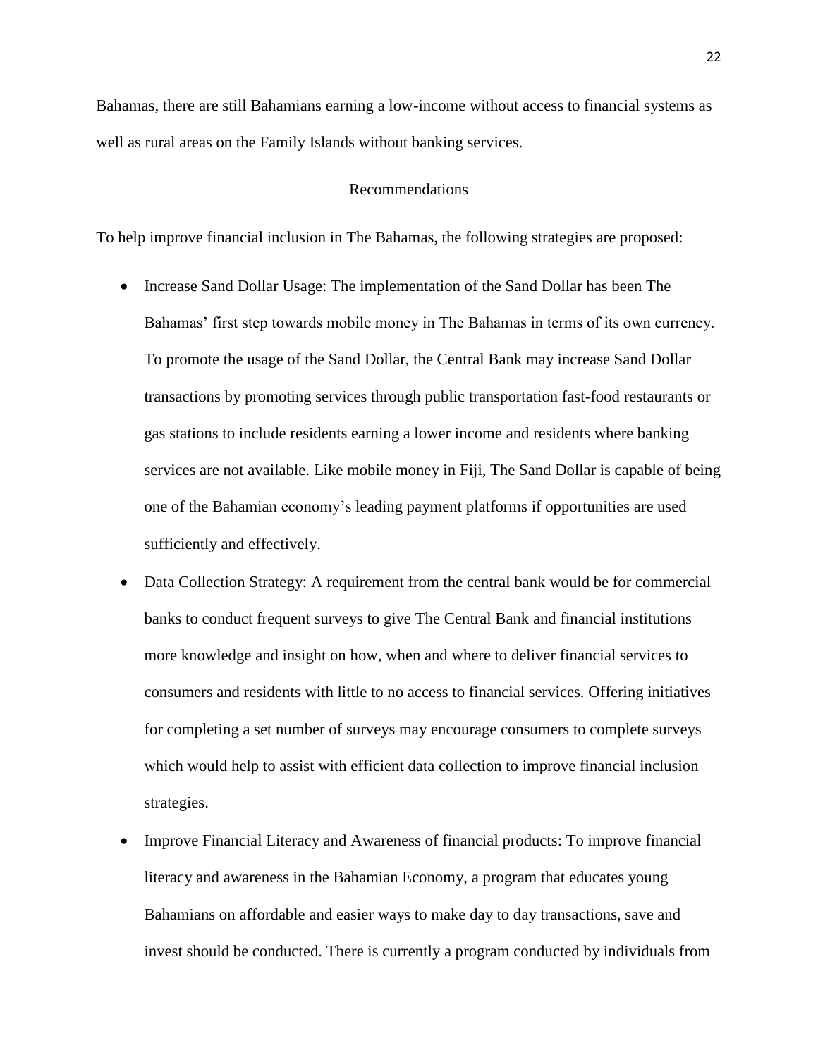Bahamas, there are still Bahamians earning a low-income without access to financial systems as well as rural areas on the Family Islands without banking services.

## Recommendations

To help improve financial inclusion in The Bahamas, the following strategies are proposed:

- Increase Sand Dollar Usage: The implementation of the Sand Dollar has been The Bahamas' first step towards mobile money in The Bahamas in terms of its own currency. To promote the usage of the Sand Dollar, the Central Bank may increase Sand Dollar transactions by promoting services through public transportation fast-food restaurants or gas stations to include residents earning a lower income and residents where banking services are not available. Like mobile money in Fiji, The Sand Dollar is capable of being one of the Bahamian economy's leading payment platforms if opportunities are used sufficiently and effectively.
- Data Collection Strategy: A requirement from the central bank would be for commercial banks to conduct frequent surveys to give The Central Bank and financial institutions more knowledge and insight on how, when and where to deliver financial services to consumers and residents with little to no access to financial services. Offering initiatives for completing a set number of surveys may encourage consumers to complete surveys which would help to assist with efficient data collection to improve financial inclusion strategies.
- Improve Financial Literacy and Awareness of financial products: To improve financial literacy and awareness in the Bahamian Economy, a program that educates young Bahamians on affordable and easier ways to make day to day transactions, save and invest should be conducted. There is currently a program conducted by individuals from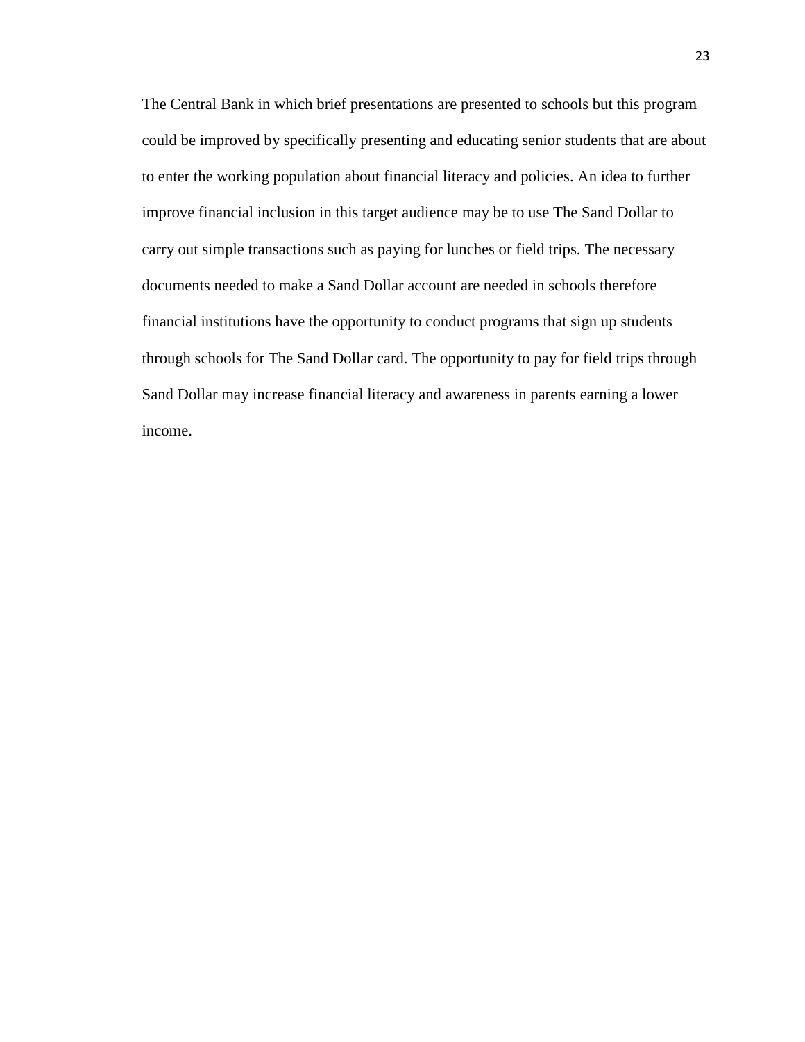The Central Bank in which brief presentations are presented to schools but this program could be improved by specifically presenting and educating senior students that are about to enter the working population about financial literacy and policies. An idea to further improve financial inclusion in this target audience may be to use The Sand Dollar to carry out simple transactions such as paying for lunches or field trips. The necessary documents needed to make a Sand Dollar account are needed in schools therefore financial institutions have the opportunity to conduct programs that sign up students through schools for The Sand Dollar card. The opportunity to pay for field trips through Sand Dollar may increase financial literacy and awareness in parents earning a lower income.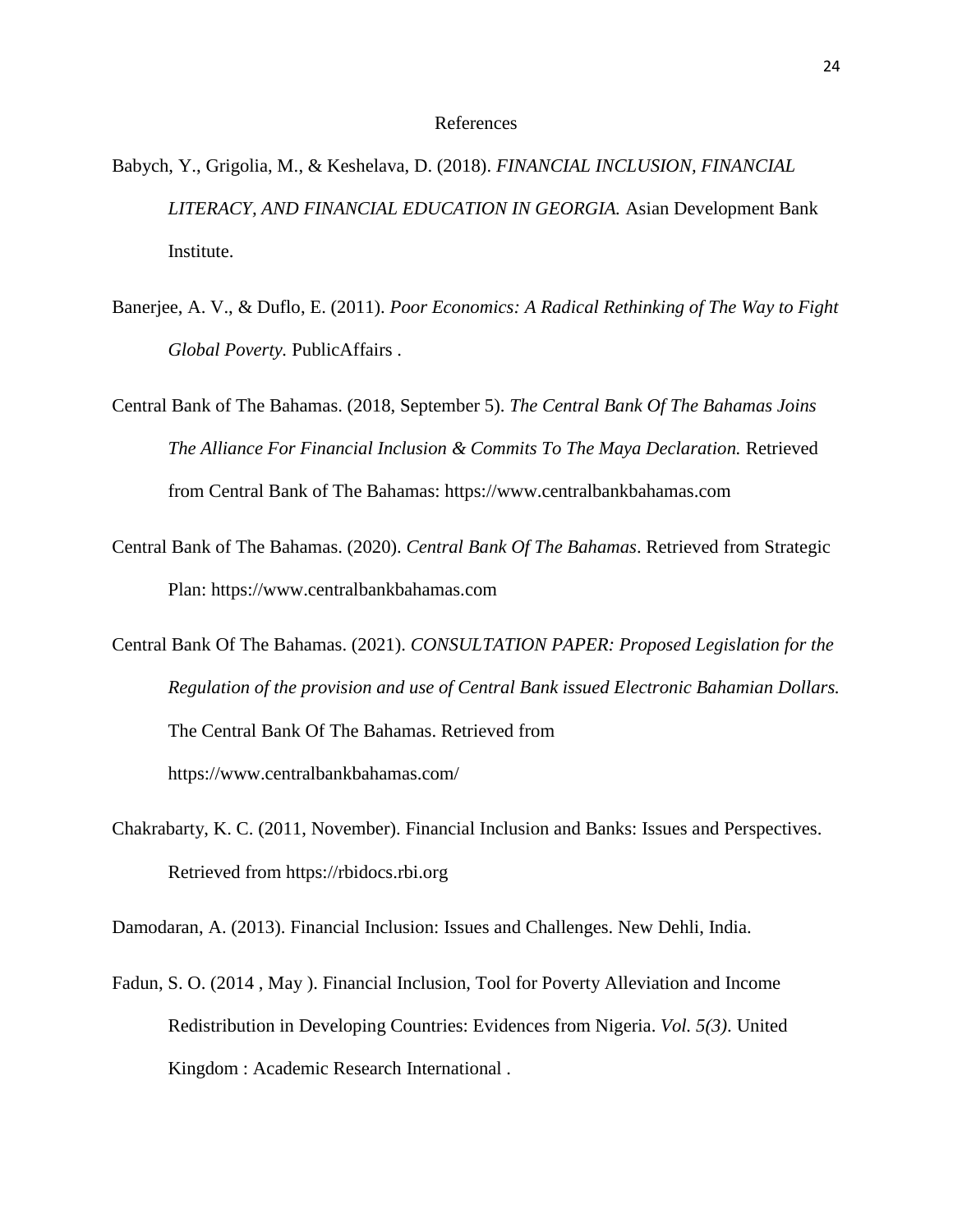# References

Babych, Y., Grigolia, M., & Keshelava, D. (2018). *FINANCIAL INCLUSION, FINANCIAL LITERACY, AND FINANCIAL EDUCATION IN GEORGIA.* Asian Development Bank Institute.

Banerjee, A. V., & Duflo, E. (2011). *Poor Economics: A Radical Rethinking of The Way to Fight Global Poverty.* PublicAffairs .

Central Bank of The Bahamas. (2018, September 5). *The Central Bank Of The Bahamas Joins The Alliance For Financial Inclusion & Commits To The Maya Declaration.* Retrieved from Central Bank of The Bahamas: https://www.centralbankbahamas.com

Central Bank of The Bahamas. (2020). *Central Bank Of The Bahamas*. Retrieved from Strategic Plan: https://www.centralbankbahamas.com

Central Bank Of The Bahamas. (2021). *CONSULTATION PAPER: Proposed Legislation for the Regulation of the provision and use of Central Bank issued Electronic Bahamian Dollars.* The Central Bank Of The Bahamas. Retrieved from https://www.centralbankbahamas.com/

Chakrabarty, K. C. (2011, November). Financial Inclusion and Banks: Issues and Perspectives. Retrieved from https://rbidocs.rbi.org

Damodaran, A. (2013). Financial Inclusion: Issues and Challenges. New Dehli, India.

Fadun, S. O. (2014 , May ). Financial Inclusion, Tool for Poverty Alleviation and Income Redistribution in Developing Countries: Evidences from Nigeria. *Vol. 5(3)*. United Kingdom : Academic Research International .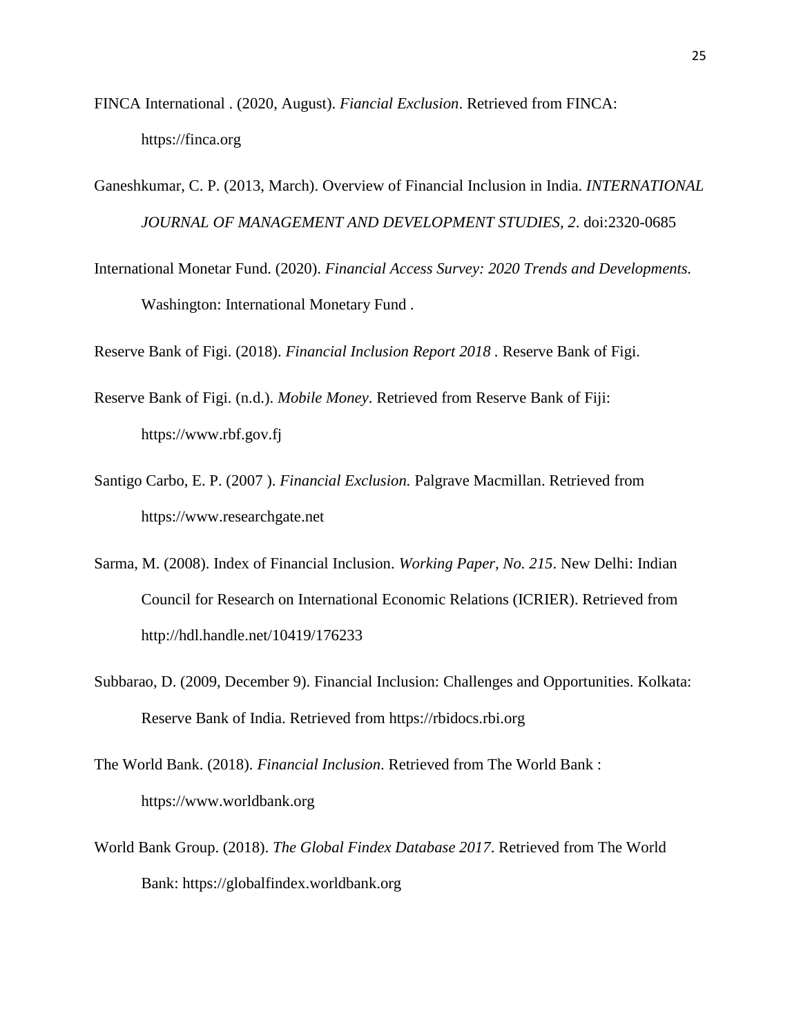FINCA International . (2020, August). *Fiancial Exclusion*. Retrieved from FINCA: https://finca.org

Ganeshkumar, C. P. (2013, March). Overview of Financial Inclusion in India. *INTERNATIONAL JOURNAL OF MANAGEMENT AND DEVELOPMENT STUDIES, 2*. doi:2320-0685

International Monetar Fund. (2020). *Financial Access Survey: 2020 Trends and Developments.* Washington: International Monetary Fund .

Reserve Bank of Figi. (2018). *Financial Inclusion Report 2018* . Reserve Bank of Figi.

Reserve Bank of Figi. (n.d.). *Mobile Money*. Retrieved from Reserve Bank of Fiji: https://www.rbf.gov.fj

Santigo Carbo, E. P. (2007 ). *Financial Exclusion.* Palgrave Macmillan. Retrieved from https://www.researchgate.net

Sarma, M. (2008). Index of Financial Inclusion. *Working Paper, No. 215*. New Delhi: Indian Council for Research on International Economic Relations (ICRIER). Retrieved from http://hdl.handle.net/10419/176233

Subbarao, D. (2009, December 9). Financial Inclusion: Challenges and Opportunities. Kolkata: Reserve Bank of India. Retrieved from https://rbidocs.rbi.org

The World Bank. (2018). *Financial Inclusion*. Retrieved from The World Bank : https://www.worldbank.org

World Bank Group. (2018). *The Global Findex Database 2017*. Retrieved from The World Bank: https://globalfindex.worldbank.org